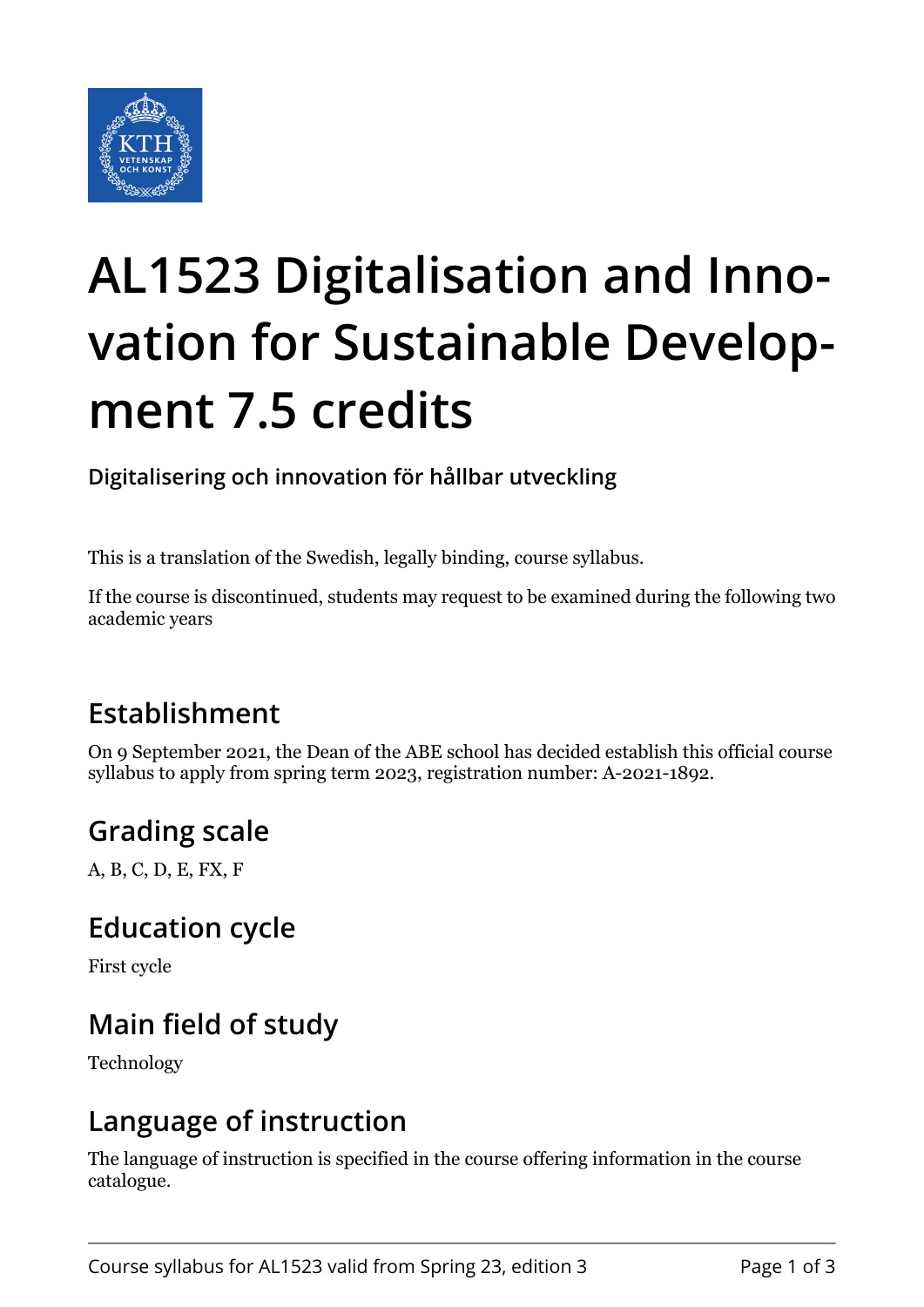# AL1523 Digitalisation and Innovation for Sustainable Development 7.5 credits

**Digitalisering och innovation för hållbar utveckling**

This is a translation of the Swedish, legally binding, course syllabus.

If the course is discontinued, students may request to be examined during the following two academic years

## Establishment

On 9 September 2021, the Dean of the ABE school has decided establish this official course syllabus to apply from spring term 2023, registration number: A-2021-1892.

## Grading scale

A, B, C, D, E, FX, F

## Education cycle

First cycle

## Main field of study

Technology

## Language of instruction

The language of instruction is specified in the course offering information in the course catalogue.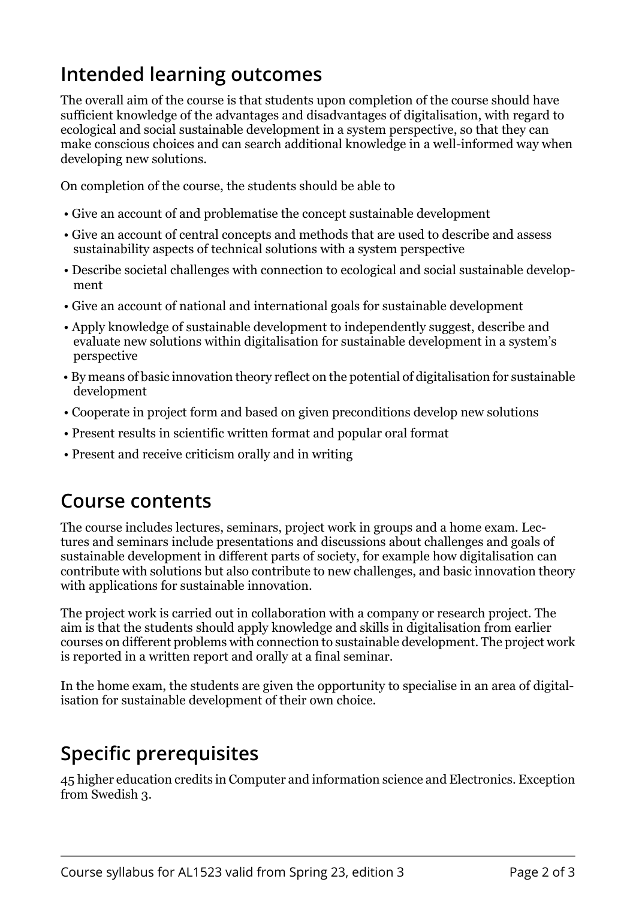## Intended learning outcomes

The overall aim of the course is that students upon completion of the course should have sufficient knowledge of the advantages and disadvantages of digitalisation, with regard to ecological and social sustainable development in a system perspective, so that they can make conscious choices and can search additional knowledge in a well-informed way when developing new solutions.

On completion of the course, the students should be able to

- Give an account of and problematise the concept sustainable development
- Give an account of central concepts and methods that are used to describe and assess sustainability aspects of technical solutions with a system perspective
- Describe societal challenges with connection to ecological and social sustainable development
- Give an account of national and international goals for sustainable development
- Apply knowledge of sustainable development to independently suggest, describe and evaluate new solutions within digitalisation for sustainable development in a system's perspective
- By means of basic innovation theory reflect on the potential of digitalisation for sustainable development
- Cooperate in project form and based on given preconditions develop new solutions
- Present results in scientific written format and popular oral format
- Present and receive criticism orally and in writing

## Course contents

The course includes lectures, seminars, project work in groups and a home exam. Lectures and seminars include presentations and discussions about challenges and goals of sustainable development in different parts of society, for example how digitalisation can contribute with solutions but also contribute to new challenges, and basic innovation theory with applications for sustainable innovation.

The project work is carried out in collaboration with a company or research project. The aim is that the students should apply knowledge and skills in digitalisation from earlier courses on different problems with connection to sustainable development. The project work is reported in a written report and orally at a final seminar.

In the home exam, the students are given the opportunity to specialise in an area of digitalisation for sustainable development of their own choice.

## Specific prerequisites

45 higher education credits in Computer and information science and Electronics. Exception from Swedish 3.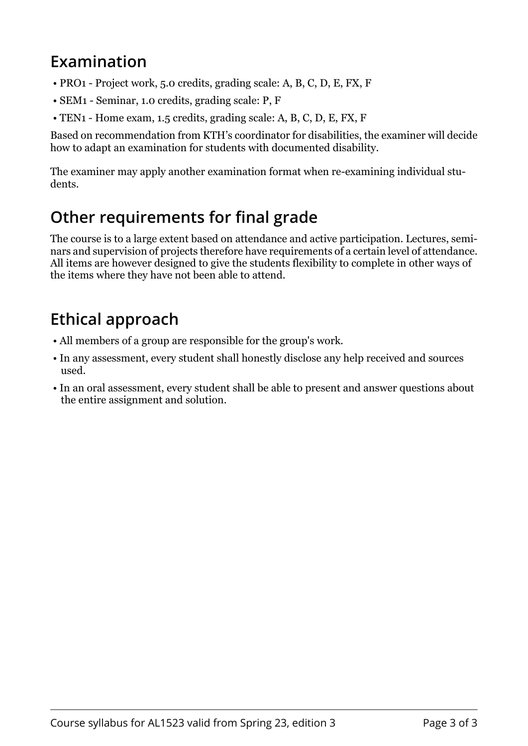## Examination

- PRO1 - Project work, 5.0 credits, grading scale: A, B, C, D, E, FX, F
- SEM1 - Seminar, 1.0 credits, grading scale: P, F
- TEN1 - Home exam, 1.5 credits, grading scale: A, B, C, D, E, FX, F

Based on recommendation from KTH's coordinator for disabilities, the examiner will decide how to adapt an examination for students with documented disability.

The examiner may apply another examination format when re-examining individual students.

## Other requirements for final grade

The course is to a large extent based on attendance and active participation. Lectures, seminars and supervision of projects therefore have requirements of a certain level of attendance. All items are however designed to give the students flexibility to complete in other ways of the items where they have not been able to attend.

## Ethical approach

- All members of a group are responsible for the group's work.
- In any assessment, every student shall honestly disclose any help received and sources used.
- In an oral assessment, every student shall be able to present and answer questions about the entire assignment and solution.